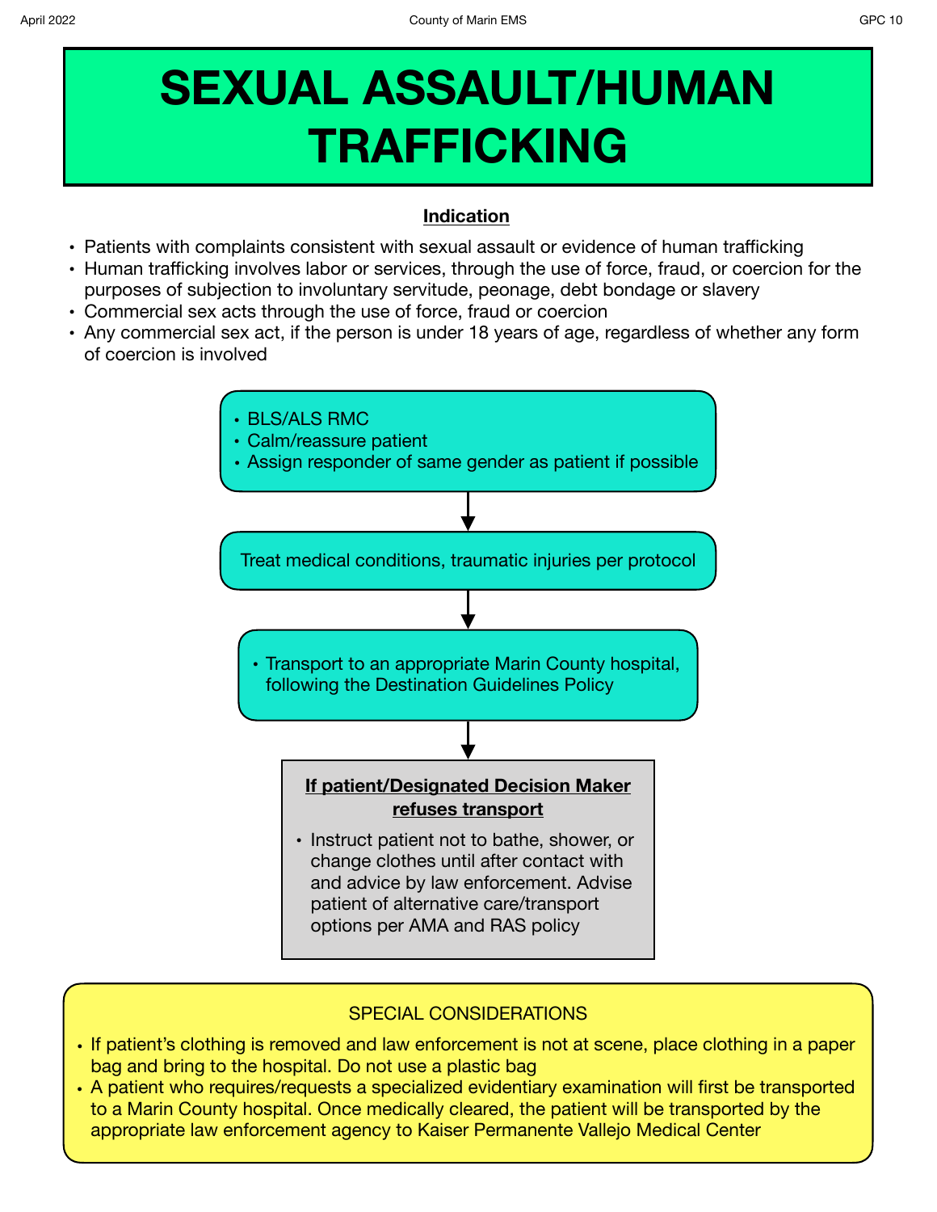# SEXUAL ASSAULT/HUMAN TRAFFICKING

## Indication

- Patients with complaints consistent with sexual assault or evidence of human trafficking
- Human trafficking involves labor or services, through the use of force, fraud, or coercion for the purposes of subjection to involuntary servitude, peonage, debt bondage or slavery
- Commercial sex acts through the use of force, fraud or coercion
- Any commercial sex act, if the person is under 18 years of age, regardless of whether any form of coercion is involved

---

- BLS/ALS RMC
- Calm/reassure patient
- Assign responder of same gender as patient if possible

↓

Treat medical conditions, traumatic injuries per protocol

↓

- Transport to an appropriate Marin County hospital, following the Destination Guidelines Policy

↓

**If patient/Designated Decision Maker refuses transport**

- Instruct patient not to bathe, shower, or change clothes until after contact with and advice by law enforcement. Advise patient of alternative care/transport options per AMA and RAS policy

---

### SPECIAL CONSIDERATIONS

- If patient's clothing is removed and law enforcement is not at scene, place clothing in a paper bag and bring to the hospital. Do not use a plastic bag
- A patient who requires/requests a specialized evidentiary examination will first be transported to a Marin County hospital. Once medically cleared, the patient will be transported by the appropriate law enforcement agency to Kaiser Permanente Vallejo Medical Center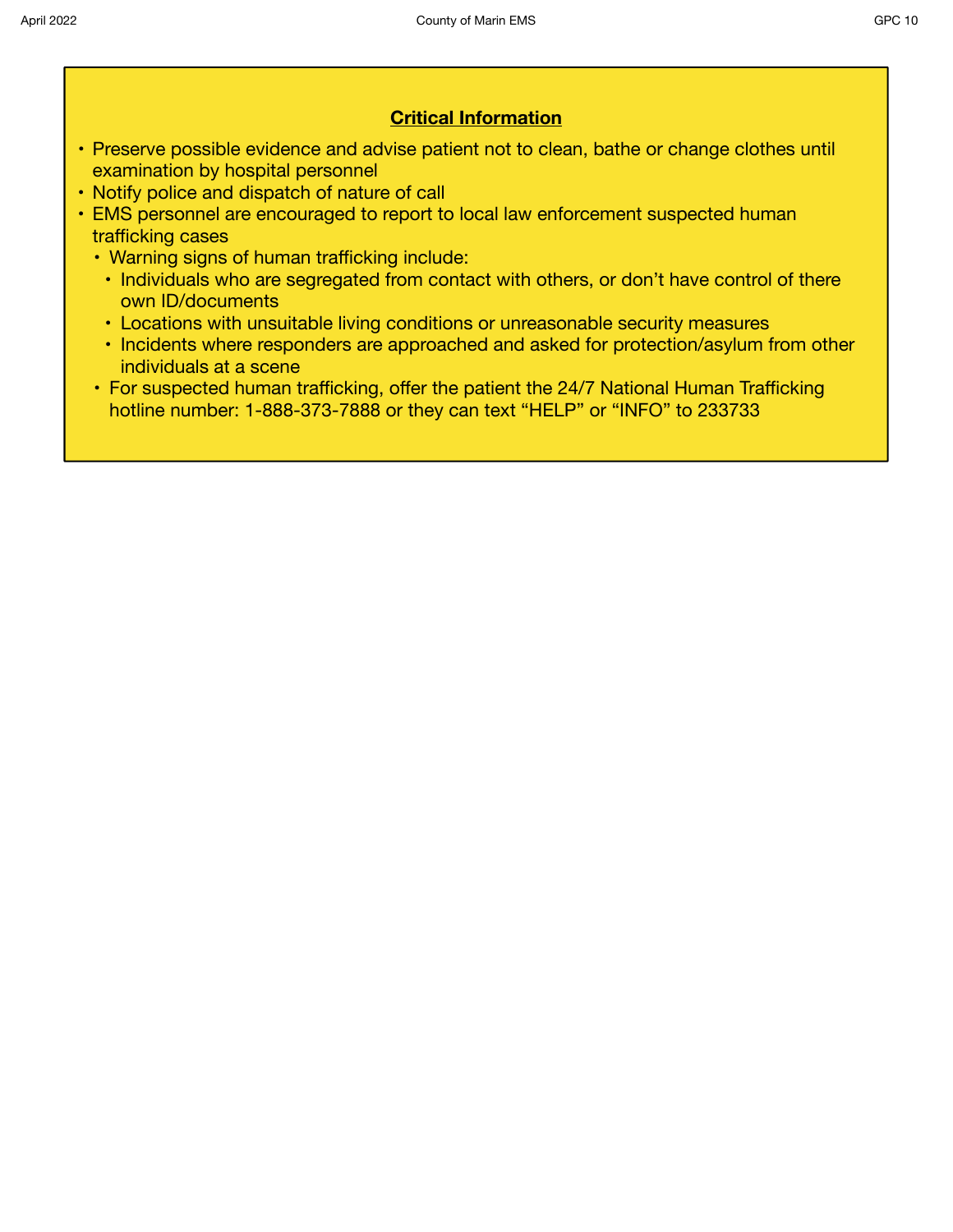## Critical Information

- Preserve possible evidence and advise patient not to clean, bathe or change clothes until examination by hospital personnel
- Notify police and dispatch of nature of call
- EMS personnel are encouraged to report to local law enforcement suspected human trafficking cases
  - Warning signs of human trafficking include:
    - Individuals who are segregated from contact with others, or don't have control of there own ID/documents
    - Locations with unsuitable living conditions or unreasonable security measures
    - Incidents where responders are approached and asked for protection/asylum from other individuals at a scene
  - For suspected human trafficking, offer the patient the 24/7 National Human Trafficking hotline number: 1-888-373-7888 or they can text "HELP" or "INFO" to 233733